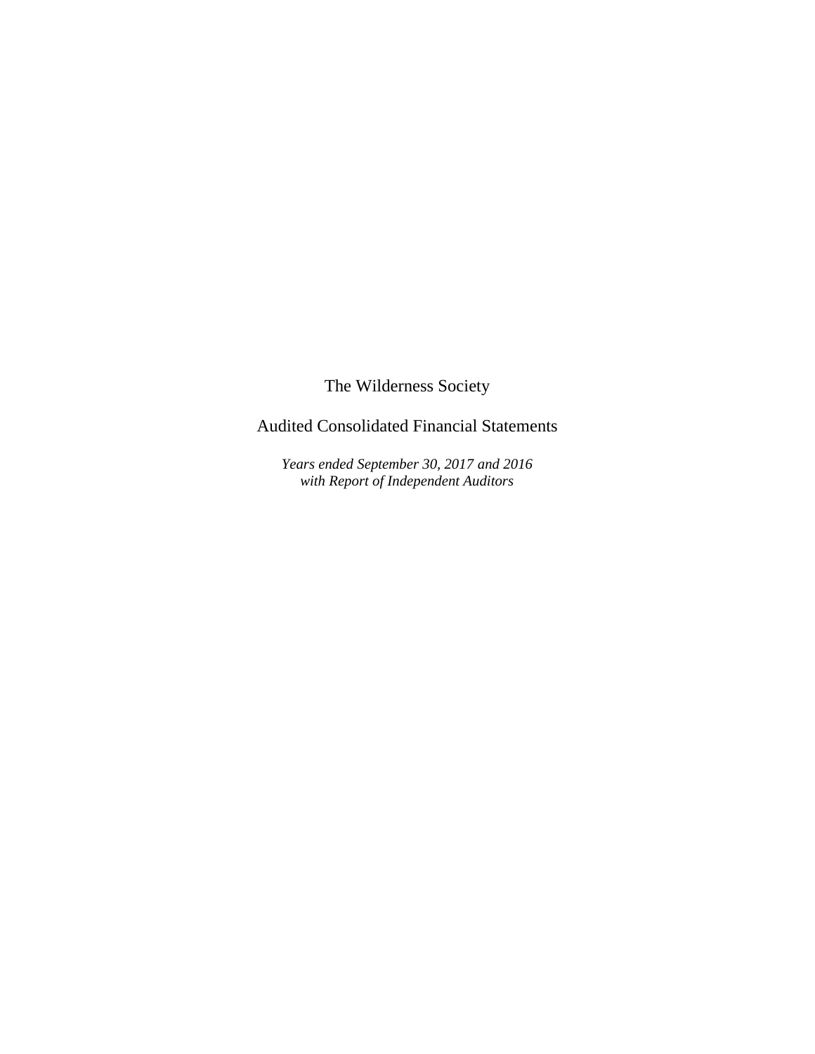# The Wilderness Society

## Audited Consolidated Financial Statements

*Years ended September 30, 2017 and 2016*
*with Report of Independent Auditors*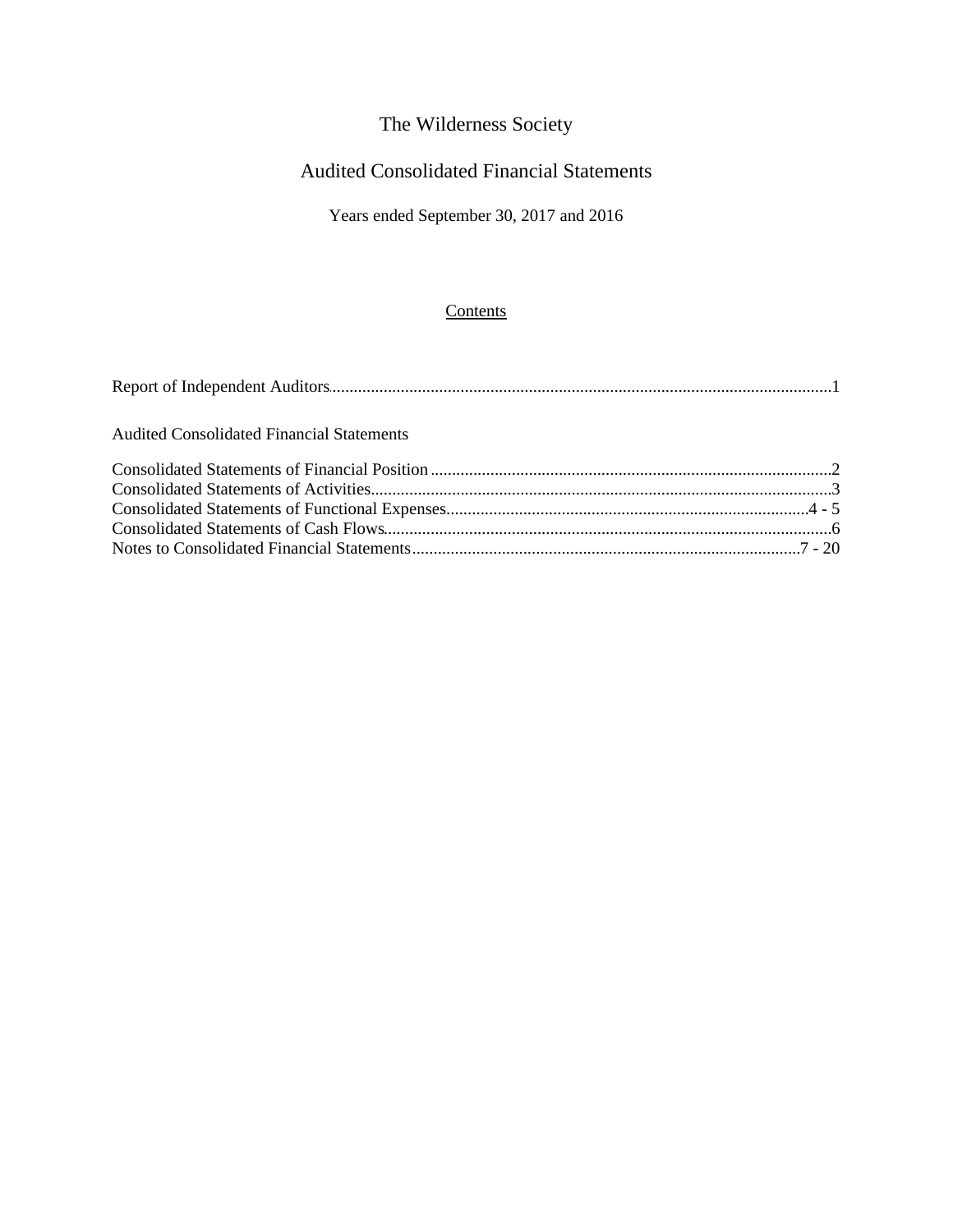# The Wilderness Society

## Audited Consolidated Financial Statements

Years ended September 30, 2017 and 2016

### Contents

Report of Independent Auditors......................................................................................................................1

Audited Consolidated Financial Statements

Consolidated Statements of Financial Position .............................................................................................2
Consolidated Statements of Activities............................................................................................................3
Consolidated Statements of Functional Expenses.....................................................................................4 - 5
Consolidated Statements of Cash Flows........................................................................................................6
Notes to Consolidated Financial Statements...........................................................................................7 - 20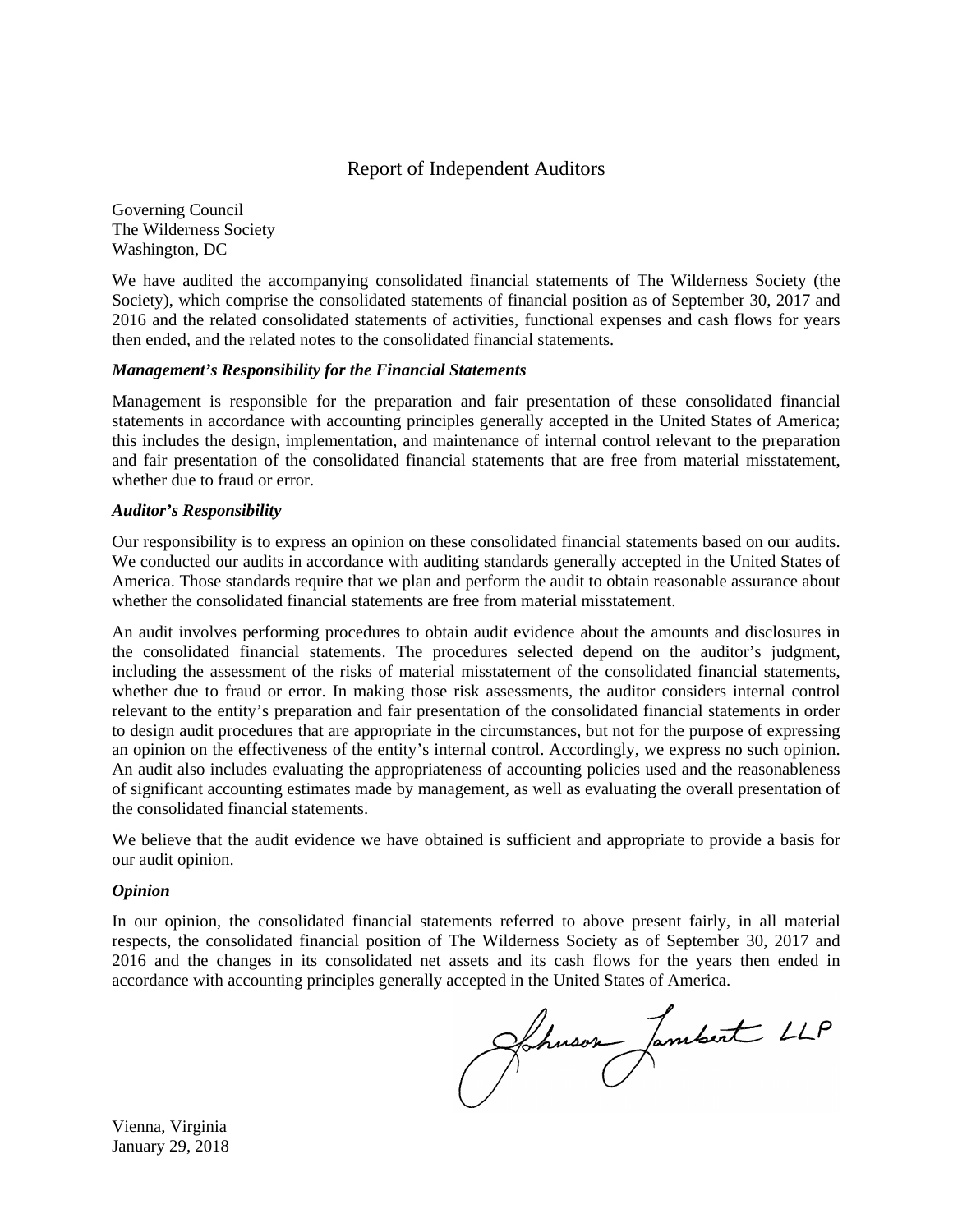# Report of Independent Auditors

Governing Council
The Wilderness Society
Washington, DC

We have audited the accompanying consolidated financial statements of The Wilderness Society (the Society), which comprise the consolidated statements of financial position as of September 30, 2017 and 2016 and the related consolidated statements of activities, functional expenses and cash flows for years then ended, and the related notes to the consolidated financial statements.

***Management's Responsibility for the Financial Statements***

Management is responsible for the preparation and fair presentation of these consolidated financial statements in accordance with accounting principles generally accepted in the United States of America; this includes the design, implementation, and maintenance of internal control relevant to the preparation and fair presentation of the consolidated financial statements that are free from material misstatement, whether due to fraud or error.

***Auditor's Responsibility***

Our responsibility is to express an opinion on these consolidated financial statements based on our audits. We conducted our audits in accordance with auditing standards generally accepted in the United States of America. Those standards require that we plan and perform the audit to obtain reasonable assurance about whether the consolidated financial statements are free from material misstatement.

An audit involves performing procedures to obtain audit evidence about the amounts and disclosures in the consolidated financial statements. The procedures selected depend on the auditor's judgment, including the assessment of the risks of material misstatement of the consolidated financial statements, whether due to fraud or error. In making those risk assessments, the auditor considers internal control relevant to the entity's preparation and fair presentation of the consolidated financial statements in order to design audit procedures that are appropriate in the circumstances, but not for the purpose of expressing an opinion on the effectiveness of the entity's internal control. Accordingly, we express no such opinion. An audit also includes evaluating the appropriateness of accounting policies used and the reasonableness of significant accounting estimates made by management, as well as evaluating the overall presentation of the consolidated financial statements.

We believe that the audit evidence we have obtained is sufficient and appropriate to provide a basis for our audit opinion.

***Opinion***

In our opinion, the consolidated financial statements referred to above present fairly, in all material respects, the consolidated financial position of The Wilderness Society as of September 30, 2017 and 2016 and the changes in its consolidated net assets and its cash flows for the years then ended in accordance with accounting principles generally accepted in the United States of America.

Johnson Lambert LLP

Vienna, Virginia
January 29, 2018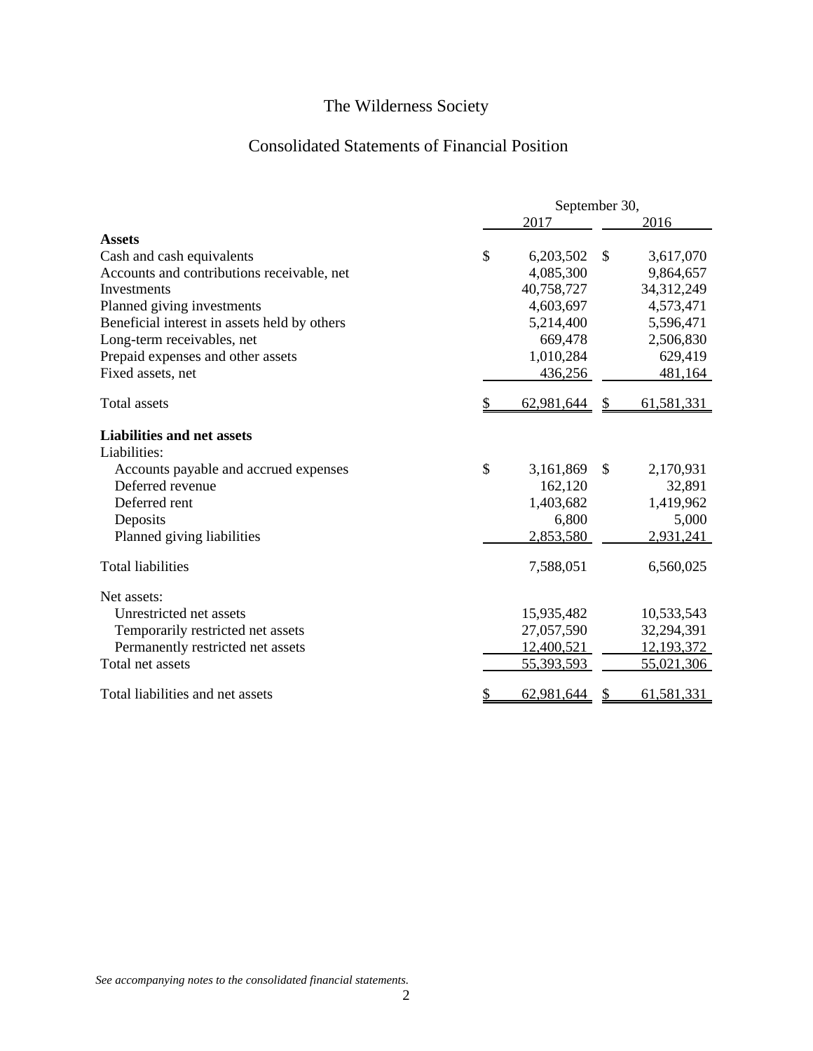# The Wilderness Society

## Consolidated Statements of Financial Position

| | September 30, 2017 | September 30, 2016 |
|---|---|---|
| **Assets** | | |
| Cash and cash equivalents | $ 6,203,502 | $ 3,617,070 |
| Accounts and contributions receivable, net | 4,085,300 | 9,864,657 |
| Investments | 40,758,727 | 34,312,249 |
| Planned giving investments | 4,603,697 | 4,573,471 |
| Beneficial interest in assets held by others | 5,214,400 | 5,596,471 |
| Long-term receivables, net | 669,478 | 2,506,830 |
| Prepaid expenses and other assets | 1,010,284 | 629,419 |
| Fixed assets, net | 436,256 | 481,164 |
| Total assets | $ 62,981,644 | $ 61,581,331 |
| **Liabilities and net assets** | | |
| Liabilities: | | |
| Accounts payable and accrued expenses | $ 3,161,869 | $ 2,170,931 |
| Deferred revenue | 162,120 | 32,891 |
| Deferred rent | 1,403,682 | 1,419,962 |
| Deposits | 6,800 | 5,000 |
| Planned giving liabilities | 2,853,580 | 2,931,241 |
| Total liabilities | 7,588,051 | 6,560,025 |
| Net assets: | | |
| Unrestricted net assets | 15,935,482 | 10,533,543 |
| Temporarily restricted net assets | 27,057,590 | 32,294,391 |
| Permanently restricted net assets | 12,400,521 | 12,193,372 |
| Total net assets | 55,393,593 | 55,021,306 |
| Total liabilities and net assets | $ 62,981,644 | $ 61,581,331 |

*See accompanying notes to the consolidated financial statements.*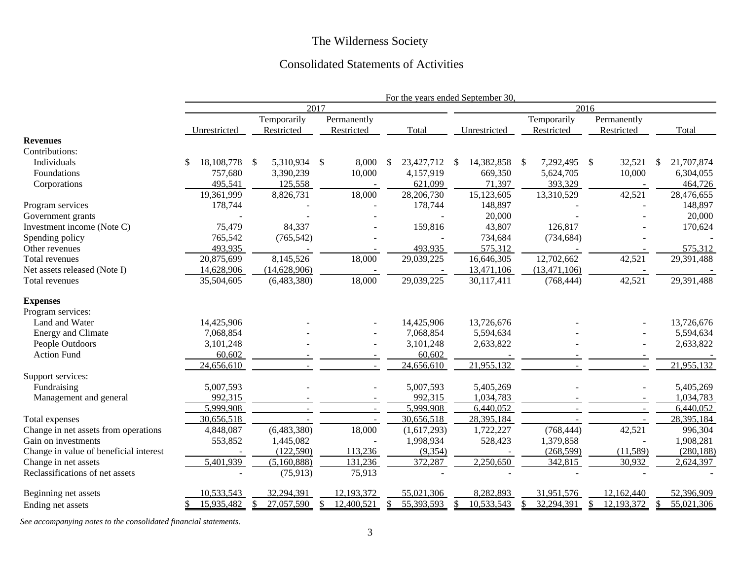# The Wilderness Society

## Consolidated Statements of Activities

| | For the years ended September 30, | | | | | | | |
|---|---|---|---|---|---|---|---|---|
| | 2017 | | | | 2016 | | | |
| | Unrestricted | Temporarily Restricted | Permanently Restricted | Total | Unrestricted | Temporarily Restricted | Permanently Restricted | Total |
| **Revenues** | | | | | | | | |
| Contributions: | | | | | | | | |
| Individuals | $ 18,108,778 | $ 5,310,934 | $ 8,000 | $ 23,427,712 | $ 14,382,858 | $ 7,292,495 | $ 32,521 | $ 21,707,874 |
| Foundations | 757,680 | 3,390,239 | 10,000 | 4,157,919 | 669,350 | 5,624,705 | 10,000 | 6,304,055 |
| Corporations | 495,541 | 125,558 | - | 621,099 | 71,397 | 393,329 | - | 464,726 |
| | 19,361,999 | 8,826,731 | 18,000 | 28,206,730 | 15,123,605 | 13,310,529 | 42,521 | 28,476,655 |
| Program services | 178,744 | - | - | 178,744 | 148,897 | - | - | 148,897 |
| Government grants | - | - | - | - | 20,000 | - | - | 20,000 |
| Investment income (Note C) | 75,479 | 84,337 | - | 159,816 | 43,807 | 126,817 | - | 170,624 |
| Spending policy | 765,542 | (765,542) | - | - | 734,684 | (734,684) | - | - |
| Other revenues | 493,935 | - | - | 493,935 | 575,312 | - | - | 575,312 |
| Total revenues | 20,875,699 | 8,145,526 | 18,000 | 29,039,225 | 16,646,305 | 12,702,662 | 42,521 | 29,391,488 |
| Net assets released (Note I) | 14,628,906 | (14,628,906) | - | - | 13,471,106 | (13,471,106) | - | - |
| Total revenues | 35,504,605 | (6,483,380) | 18,000 | 29,039,225 | 30,117,411 | (768,444) | 42,521 | 29,391,488 |
| **Expenses** | | | | | | | | |
| Program services: | | | | | | | | |
| Land and Water | 14,425,906 | - | - | 14,425,906 | 13,726,676 | - | - | 13,726,676 |
| Energy and Climate | 7,068,854 | - | - | 7,068,854 | 5,594,634 | - | - | 5,594,634 |
| People Outdoors | 3,101,248 | - | - | 3,101,248 | 2,633,822 | - | - | 2,633,822 |
| Action Fund | 60,602 | - | - | 60,602 | - | - | - | - |
| | 24,656,610 | - | - | 24,656,610 | 21,955,132 | - | - | 21,955,132 |
| Support services: | | | | | | | | |
| Fundraising | 5,007,593 | - | - | 5,007,593 | 5,405,269 | - | - | 5,405,269 |
| Management and general | 992,315 | - | - | 992,315 | 1,034,783 | - | - | 1,034,783 |
| | 5,999,908 | - | - | 5,999,908 | 6,440,052 | - | - | 6,440,052 |
| Total expenses | 30,656,518 | - | - | 30,656,518 | 28,395,184 | - | - | 28,395,184 |
| Change in net assets from operations | 4,848,087 | (6,483,380) | 18,000 | (1,617,293) | 1,722,227 | (768,444) | 42,521 | 996,304 |
| Gain on investments | 553,852 | 1,445,082 | - | 1,998,934 | 528,423 | 1,379,858 | - | 1,908,281 |
| Change in value of beneficial interest | - | (122,590) | 113,236 | (9,354) | - | (268,599) | (11,589) | (280,188) |
| Change in net assets | 5,401,939 | (5,160,888) | 131,236 | 372,287 | 2,250,650 | 342,815 | 30,932 | 2,624,397 |
| Reclassifications of net assets | - | (75,913) | 75,913 | - | - | - | - | - |
| Beginning net assets | 10,533,543 | 32,294,391 | 12,193,372 | 55,021,306 | 8,282,893 | 31,951,576 | 12,162,440 | 52,396,909 |
| Ending net assets | $ 15,935,482 | $ 27,057,590 | $ 12,400,521 | $ 55,393,593 | $ 10,533,543 | $ 32,294,391 | $ 12,193,372 | $ 55,021,306 |

*See accompanying notes to the consolidated financial statements.*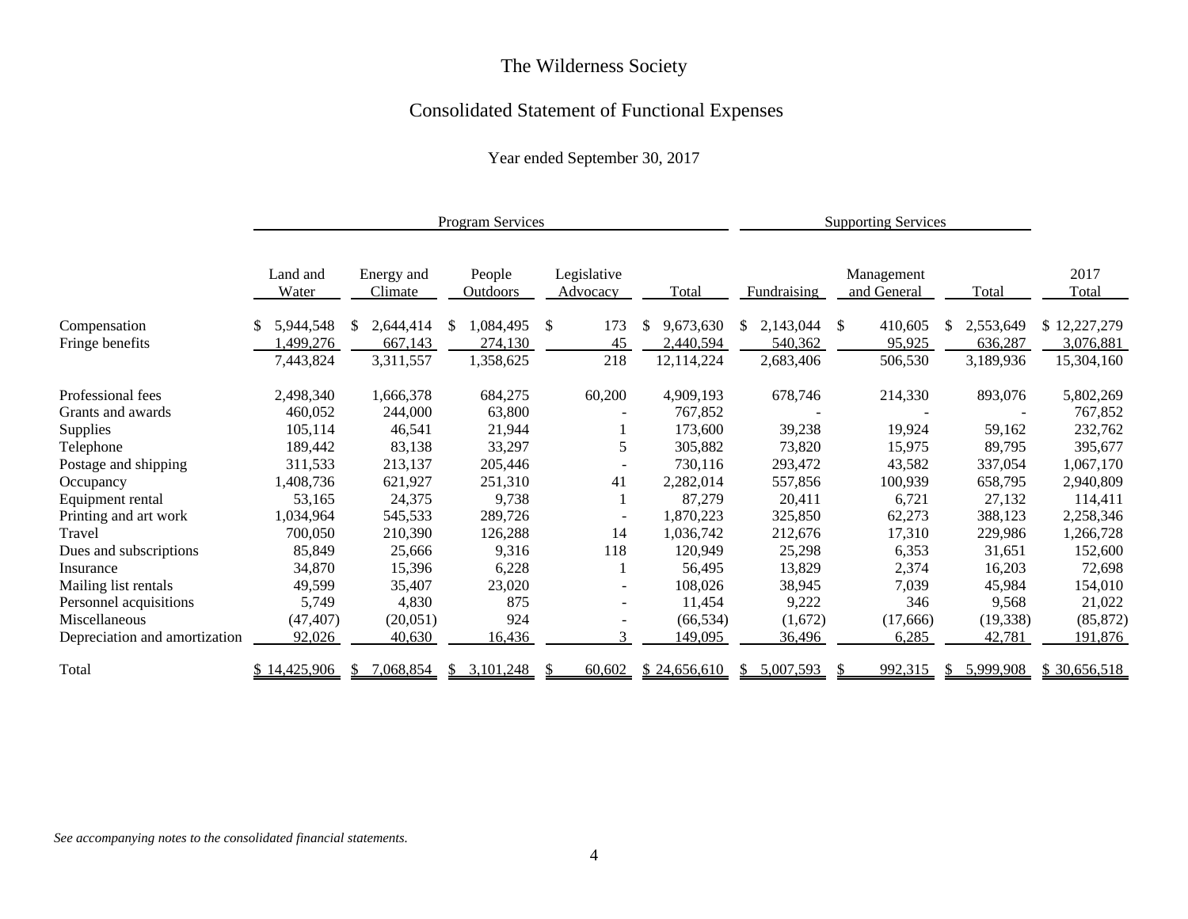# The Wilderness Society

## Consolidated Statement of Functional Expenses

Year ended September 30, 2017

| | Program Services | | | | | Supporting Services | | | |
|---|---|---|---|---|---|---|---|---|---|
| | Land and Water | Energy and Climate | People Outdoors | Legislative Advocacy | Total | Fundraising | Management and General | Total | 2017 Total |
| Compensation | $ 5,944,548 | $ 2,644,414 | $ 1,084,495 | $ 173 | $ 9,673,630 | $ 2,143,044 | $ 410,605 | $ 2,553,649 | $ 12,227,279 |
| Fringe benefits | 1,499,276 | 667,143 | 274,130 | 45 | 2,440,594 | 540,362 | 95,925 | 636,287 | 3,076,881 |
| | 7,443,824 | 3,311,557 | 1,358,625 | 218 | 12,114,224 | 2,683,406 | 506,530 | 3,189,936 | 15,304,160 |
| Professional fees | 2,498,340 | 1,666,378 | 684,275 | 60,200 | 4,909,193 | 678,746 | 214,330 | 893,076 | 5,802,269 |
| Grants and awards | 460,052 | 244,000 | 63,800 | - | 767,852 | - | - | - | 767,852 |
| Supplies | 105,114 | 46,541 | 21,944 | 1 | 173,600 | 39,238 | 19,924 | 59,162 | 232,762 |
| Telephone | 189,442 | 83,138 | 33,297 | 5 | 305,882 | 73,820 | 15,975 | 89,795 | 395,677 |
| Postage and shipping | 311,533 | 213,137 | 205,446 | - | 730,116 | 293,472 | 43,582 | 337,054 | 1,067,170 |
| Occupancy | 1,408,736 | 621,927 | 251,310 | 41 | 2,282,014 | 557,856 | 100,939 | 658,795 | 2,940,809 |
| Equipment rental | 53,165 | 24,375 | 9,738 | 1 | 87,279 | 20,411 | 6,721 | 27,132 | 114,411 |
| Printing and art work | 1,034,964 | 545,533 | 289,726 | - | 1,870,223 | 325,850 | 62,273 | 388,123 | 2,258,346 |
| Travel | 700,050 | 210,390 | 126,288 | 14 | 1,036,742 | 212,676 | 17,310 | 229,986 | 1,266,728 |
| Dues and subscriptions | 85,849 | 25,666 | 9,316 | 118 | 120,949 | 25,298 | 6,353 | 31,651 | 152,600 |
| Insurance | 34,870 | 15,396 | 6,228 | 1 | 56,495 | 13,829 | 2,374 | 16,203 | 72,698 |
| Mailing list rentals | 49,599 | 35,407 | 23,020 | - | 108,026 | 38,945 | 7,039 | 45,984 | 154,010 |
| Personnel acquisitions | 5,749 | 4,830 | 875 | - | 11,454 | 9,222 | 346 | 9,568 | 21,022 |
| Miscellaneous | (47,407) | (20,051) | 924 | - | (66,534) | (1,672) | (17,666) | (19,338) | (85,872) |
| Depreciation and amortization | 92,026 | 40,630 | 16,436 | 3 | 149,095 | 36,496 | 6,285 | 42,781 | 191,876 |
| Total | $ 14,425,906 | $ 7,068,854 | $ 3,101,248 | $ 60,602 | $ 24,656,610 | $ 5,007,593 | $ 992,315 | $ 5,999,908 | $ 30,656,518 |

*See accompanying notes to the consolidated financial statements.*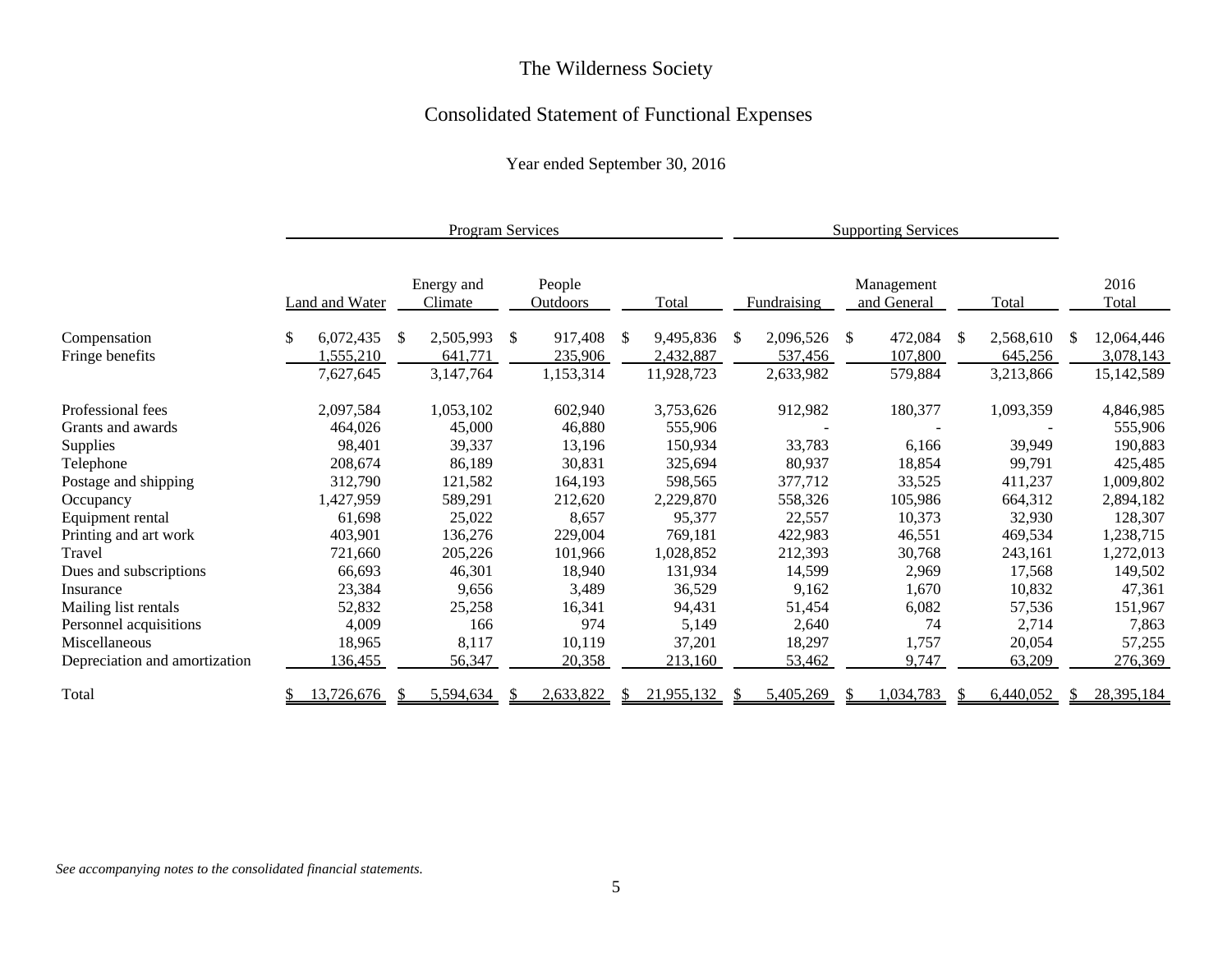# The Wilderness Society

## Consolidated Statement of Functional Expenses

Year ended September 30, 2016

| | Program Services | | | | Supporting Services | | | |
|---|---|---|---|---|---|---|---|---|
| | Land and Water | Energy and Climate | People Outdoors | Total | Fundraising | Management and General | Total | 2016 Total |
| Compensation | $ 6,072,435 | $ 2,505,993 | $ 917,408 | $ 9,495,836 | $ 2,096,526 | $ 472,084 | $ 2,568,610 | $ 12,064,446 |
| Fringe benefits | 1,555,210 | 641,771 | 235,906 | 2,432,887 | 537,456 | 107,800 | 645,256 | 3,078,143 |
| | 7,627,645 | 3,147,764 | 1,153,314 | 11,928,723 | 2,633,982 | 579,884 | 3,213,866 | 15,142,589 |
| Professional fees | 2,097,584 | 1,053,102 | 602,940 | 3,753,626 | 912,982 | 180,377 | 1,093,359 | 4,846,985 |
| Grants and awards | 464,026 | 45,000 | 46,880 | 555,906 | - | - | - | 555,906 |
| Supplies | 98,401 | 39,337 | 13,196 | 150,934 | 33,783 | 6,166 | 39,949 | 190,883 |
| Telephone | 208,674 | 86,189 | 30,831 | 325,694 | 80,937 | 18,854 | 99,791 | 425,485 |
| Postage and shipping | 312,790 | 121,582 | 164,193 | 598,565 | 377,712 | 33,525 | 411,237 | 1,009,802 |
| Occupancy | 1,427,959 | 589,291 | 212,620 | 2,229,870 | 558,326 | 105,986 | 664,312 | 2,894,182 |
| Equipment rental | 61,698 | 25,022 | 8,657 | 95,377 | 22,557 | 10,373 | 32,930 | 128,307 |
| Printing and art work | 403,901 | 136,276 | 229,004 | 769,181 | 422,983 | 46,551 | 469,534 | 1,238,715 |
| Travel | 721,660 | 205,226 | 101,966 | 1,028,852 | 212,393 | 30,768 | 243,161 | 1,272,013 |
| Dues and subscriptions | 66,693 | 46,301 | 18,940 | 131,934 | 14,599 | 2,969 | 17,568 | 149,502 |
| Insurance | 23,384 | 9,656 | 3,489 | 36,529 | 9,162 | 1,670 | 10,832 | 47,361 |
| Mailing list rentals | 52,832 | 25,258 | 16,341 | 94,431 | 51,454 | 6,082 | 57,536 | 151,967 |
| Personnel acquisitions | 4,009 | 166 | 974 | 5,149 | 2,640 | 74 | 2,714 | 7,863 |
| Miscellaneous | 18,965 | 8,117 | 10,119 | 37,201 | 18,297 | 1,757 | 20,054 | 57,255 |
| Depreciation and amortization | 136,455 | 56,347 | 20,358 | 213,160 | 53,462 | 9,747 | 63,209 | 276,369 |
| Total | $ 13,726,676 | $ 5,594,634 | $ 2,633,822 | $ 21,955,132 | $ 5,405,269 | $ 1,034,783 | $ 6,440,052 | $ 28,395,184 |

*See accompanying notes to the consolidated financial statements.*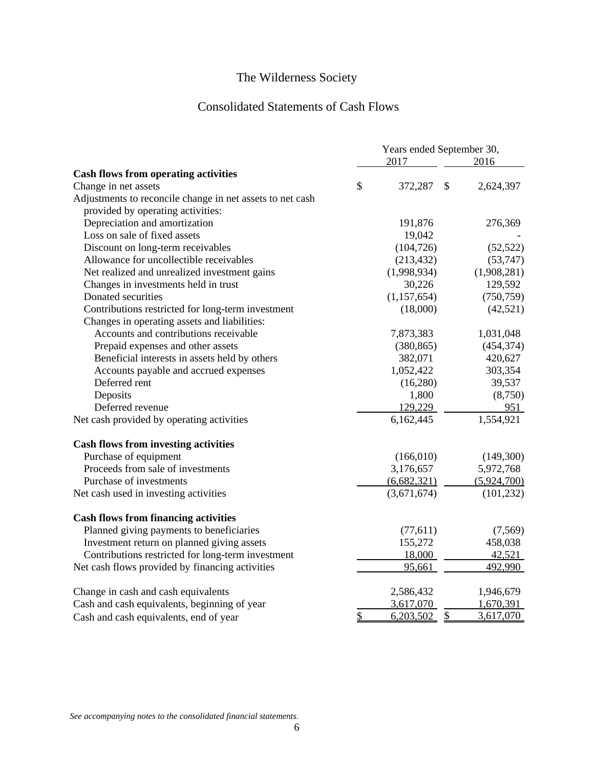# The Wilderness Society

## Consolidated Statements of Cash Flows

| | Years ended September 30, 2017 | 2016 |
|---|---|---|
| **Cash flows from operating activities** | | |
| Change in net assets | $ 372,287 | $ 2,624,397 |
| Adjustments to reconcile change in net assets to net cash provided by operating activities: | | |
| Depreciation and amortization | 191,876 | 276,369 |
| Loss on sale of fixed assets | 19,042 | - |
| Discount on long-term receivables | (104,726) | (52,522) |
| Allowance for uncollectible receivables | (213,432) | (53,747) |
| Net realized and unrealized investment gains | (1,998,934) | (1,908,281) |
| Changes in investments held in trust | 30,226 | 129,592 |
| Donated securities | (1,157,654) | (750,759) |
| Contributions restricted for long-term investment | (18,000) | (42,521) |
| Changes in operating assets and liabilities: | | |
| Accounts and contributions receivable | 7,873,383 | 1,031,048 |
| Prepaid expenses and other assets | (380,865) | (454,374) |
| Beneficial interests in assets held by others | 382,071 | 420,627 |
| Accounts payable and accrued expenses | 1,052,422 | 303,354 |
| Deferred rent | (16,280) | 39,537 |
| Deposits | 1,800 | (8,750) |
| Deferred revenue | 129,229 | 951 |
| Net cash provided by operating activities | 6,162,445 | 1,554,921 |
| **Cash flows from investing activities** | | |
| Purchase of equipment | (166,010) | (149,300) |
| Proceeds from sale of investments | 3,176,657 | 5,972,768 |
| Purchase of investments | (6,682,321) | (5,924,700) |
| Net cash used in investing activities | (3,671,674) | (101,232) |
| **Cash flows from financing activities** | | |
| Planned giving payments to beneficiaries | (77,611) | (7,569) |
| Investment return on planned giving assets | 155,272 | 458,038 |
| Contributions restricted for long-term investment | 18,000 | 42,521 |
| Net cash flows provided by financing activities | 95,661 | 492,990 |
| Change in cash and cash equivalents | 2,586,432 | 1,946,679 |
| Cash and cash equivalents, beginning of year | 3,617,070 | 1,670,391 |
| Cash and cash equivalents, end of year | $ 6,203,502 | $ 3,617,070 |

*See accompanying notes to the consolidated financial statements.*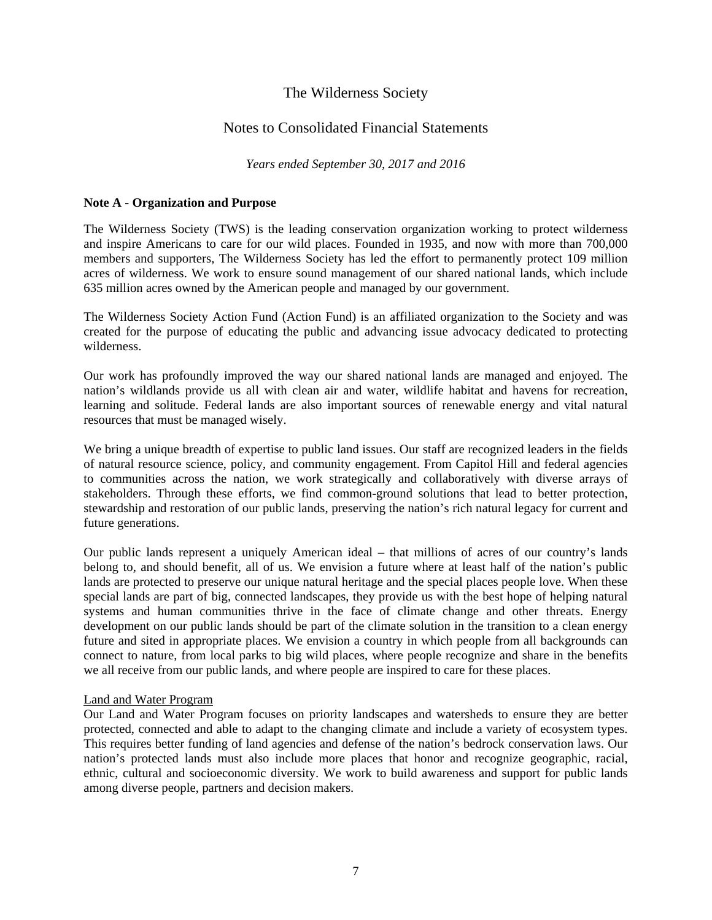# The Wilderness Society

## Notes to Consolidated Financial Statements

*Years ended September 30, 2017 and 2016*

**Note A - Organization and Purpose**

The Wilderness Society (TWS) is the leading conservation organization working to protect wilderness and inspire Americans to care for our wild places. Founded in 1935, and now with more than 700,000 members and supporters, The Wilderness Society has led the effort to permanently protect 109 million acres of wilderness. We work to ensure sound management of our shared national lands, which include 635 million acres owned by the American people and managed by our government.

The Wilderness Society Action Fund (Action Fund) is an affiliated organization to the Society and was created for the purpose of educating the public and advancing issue advocacy dedicated to protecting wilderness.

Our work has profoundly improved the way our shared national lands are managed and enjoyed. The nation's wildlands provide us all with clean air and water, wildlife habitat and havens for recreation, learning and solitude. Federal lands are also important sources of renewable energy and vital natural resources that must be managed wisely.

We bring a unique breadth of expertise to public land issues. Our staff are recognized leaders in the fields of natural resource science, policy, and community engagement. From Capitol Hill and federal agencies to communities across the nation, we work strategically and collaboratively with diverse arrays of stakeholders. Through these efforts, we find common-ground solutions that lead to better protection, stewardship and restoration of our public lands, preserving the nation's rich natural legacy for current and future generations.

Our public lands represent a uniquely American ideal – that millions of acres of our country's lands belong to, and should benefit, all of us. We envision a future where at least half of the nation's public lands are protected to preserve our unique natural heritage and the special places people love. When these special lands are part of big, connected landscapes, they provide us with the best hope of helping natural systems and human communities thrive in the face of climate change and other threats. Energy development on our public lands should be part of the climate solution in the transition to a clean energy future and sited in appropriate places. We envision a country in which people from all backgrounds can connect to nature, from local parks to big wild places, where people recognize and share in the benefits we all receive from our public lands, and where people are inspired to care for these places.

Land and Water Program

Our Land and Water Program focuses on priority landscapes and watersheds to ensure they are better protected, connected and able to adapt to the changing climate and include a variety of ecosystem types. This requires better funding of land agencies and defense of the nation's bedrock conservation laws. Our nation's protected lands must also include more places that honor and recognize geographic, racial, ethnic, cultural and socioeconomic diversity. We work to build awareness and support for public lands among diverse people, partners and decision makers.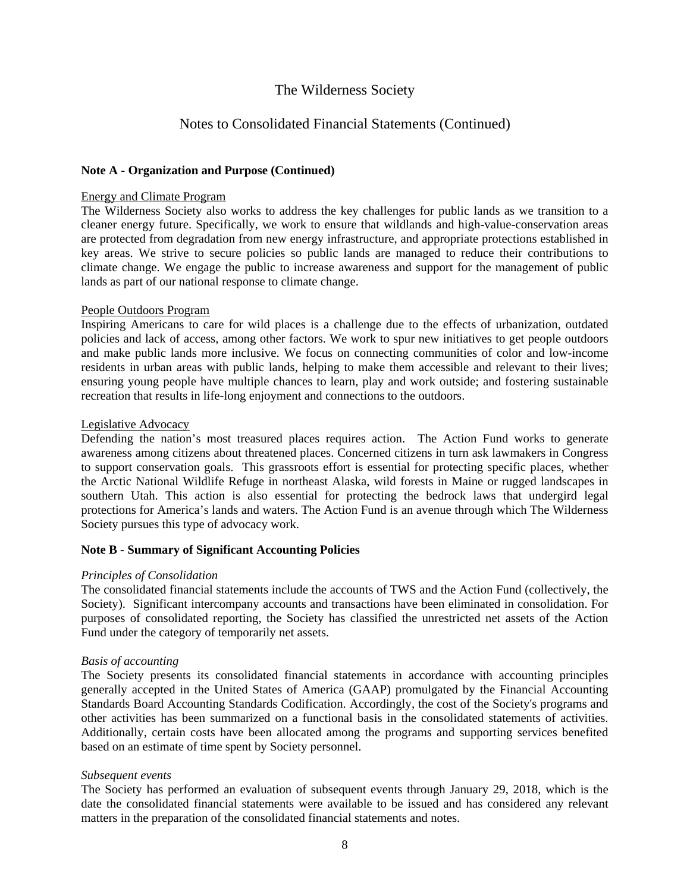# The Wilderness Society

## Notes to Consolidated Financial Statements (Continued)

**Note A - Organization and Purpose (Continued)**

Energy and Climate Program

The Wilderness Society also works to address the key challenges for public lands as we transition to a cleaner energy future. Specifically, we work to ensure that wildlands and high-value-conservation areas are protected from degradation from new energy infrastructure, and appropriate protections established in key areas. We strive to secure policies so public lands are managed to reduce their contributions to climate change. We engage the public to increase awareness and support for the management of public lands as part of our national response to climate change.

People Outdoors Program

Inspiring Americans to care for wild places is a challenge due to the effects of urbanization, outdated policies and lack of access, among other factors. We work to spur new initiatives to get people outdoors and make public lands more inclusive. We focus on connecting communities of color and low-income residents in urban areas with public lands, helping to make them accessible and relevant to their lives; ensuring young people have multiple chances to learn, play and work outside; and fostering sustainable recreation that results in life-long enjoyment and connections to the outdoors.

Legislative Advocacy

Defending the nation's most treasured places requires action. The Action Fund works to generate awareness among citizens about threatened places. Concerned citizens in turn ask lawmakers in Congress to support conservation goals. This grassroots effort is essential for protecting specific places, whether the Arctic National Wildlife Refuge in northeast Alaska, wild forests in Maine or rugged landscapes in southern Utah. This action is also essential for protecting the bedrock laws that undergird legal protections for America's lands and waters. The Action Fund is an avenue through which The Wilderness Society pursues this type of advocacy work.

**Note B - Summary of Significant Accounting Policies**

*Principles of Consolidation*

The consolidated financial statements include the accounts of TWS and the Action Fund (collectively, the Society). Significant intercompany accounts and transactions have been eliminated in consolidation. For purposes of consolidated reporting, the Society has classified the unrestricted net assets of the Action Fund under the category of temporarily net assets.

*Basis of accounting*

The Society presents its consolidated financial statements in accordance with accounting principles generally accepted in the United States of America (GAAP) promulgated by the Financial Accounting Standards Board Accounting Standards Codification. Accordingly, the cost of the Society's programs and other activities has been summarized on a functional basis in the consolidated statements of activities. Additionally, certain costs have been allocated among the programs and supporting services benefited based on an estimate of time spent by Society personnel.

*Subsequent events*

The Society has performed an evaluation of subsequent events through January 29, 2018, which is the date the consolidated financial statements were available to be issued and has considered any relevant matters in the preparation of the consolidated financial statements and notes.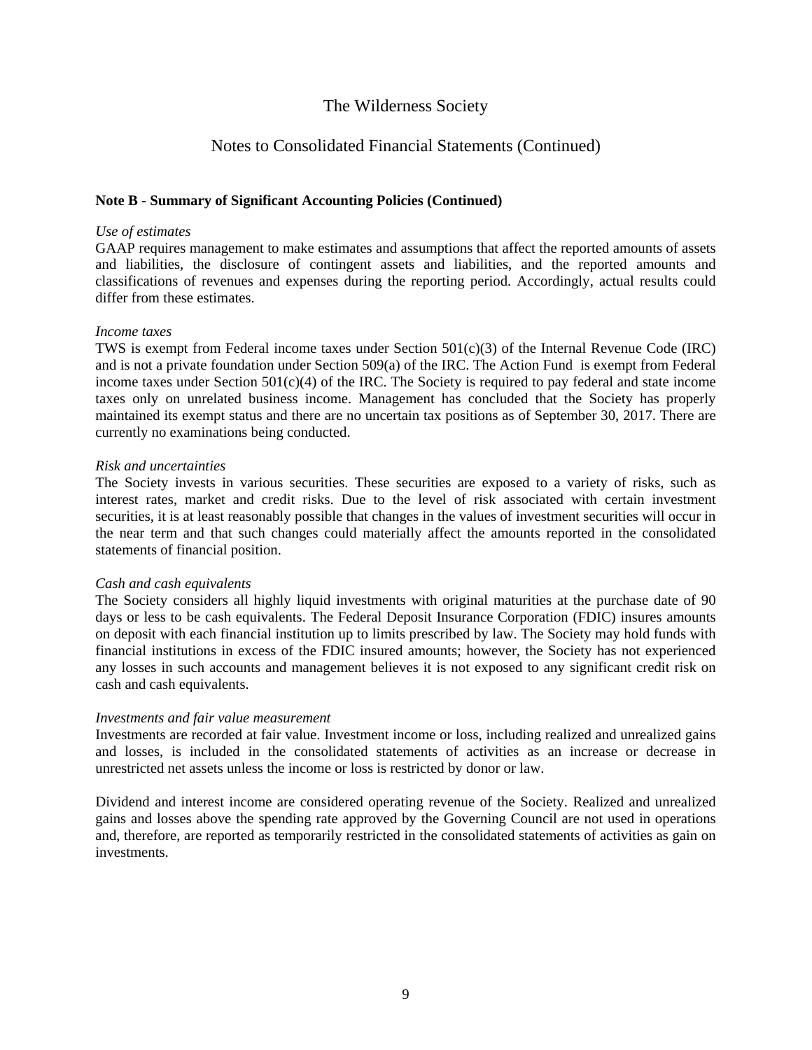# The Wilderness Society

## Notes to Consolidated Financial Statements (Continued)

### Note B - Summary of Significant Accounting Policies (Continued)

*Use of estimates*
GAAP requires management to make estimates and assumptions that affect the reported amounts of assets and liabilities, the disclosure of contingent assets and liabilities, and the reported amounts and classifications of revenues and expenses during the reporting period. Accordingly, actual results could differ from these estimates.

*Income taxes*
TWS is exempt from Federal income taxes under Section 501(c)(3) of the Internal Revenue Code (IRC) and is not a private foundation under Section 509(a) of the IRC. The Action Fund is exempt from Federal income taxes under Section 501(c)(4) of the IRC. The Society is required to pay federal and state income taxes only on unrelated business income. Management has concluded that the Society has properly maintained its exempt status and there are no uncertain tax positions as of September 30, 2017. There are currently no examinations being conducted.

*Risk and uncertainties*
The Society invests in various securities. These securities are exposed to a variety of risks, such as interest rates, market and credit risks. Due to the level of risk associated with certain investment securities, it is at least reasonably possible that changes in the values of investment securities will occur in the near term and that such changes could materially affect the amounts reported in the consolidated statements of financial position.

*Cash and cash equivalents*
The Society considers all highly liquid investments with original maturities at the purchase date of 90 days or less to be cash equivalents. The Federal Deposit Insurance Corporation (FDIC) insures amounts on deposit with each financial institution up to limits prescribed by law. The Society may hold funds with financial institutions in excess of the FDIC insured amounts; however, the Society has not experienced any losses in such accounts and management believes it is not exposed to any significant credit risk on cash and cash equivalents.

*Investments and fair value measurement*
Investments are recorded at fair value. Investment income or loss, including realized and unrealized gains and losses, is included in the consolidated statements of activities as an increase or decrease in unrestricted net assets unless the income or loss is restricted by donor or law.

Dividend and interest income are considered operating revenue of the Society. Realized and unrealized gains and losses above the spending rate approved by the Governing Council are not used in operations and, therefore, are reported as temporarily restricted in the consolidated statements of activities as gain on investments.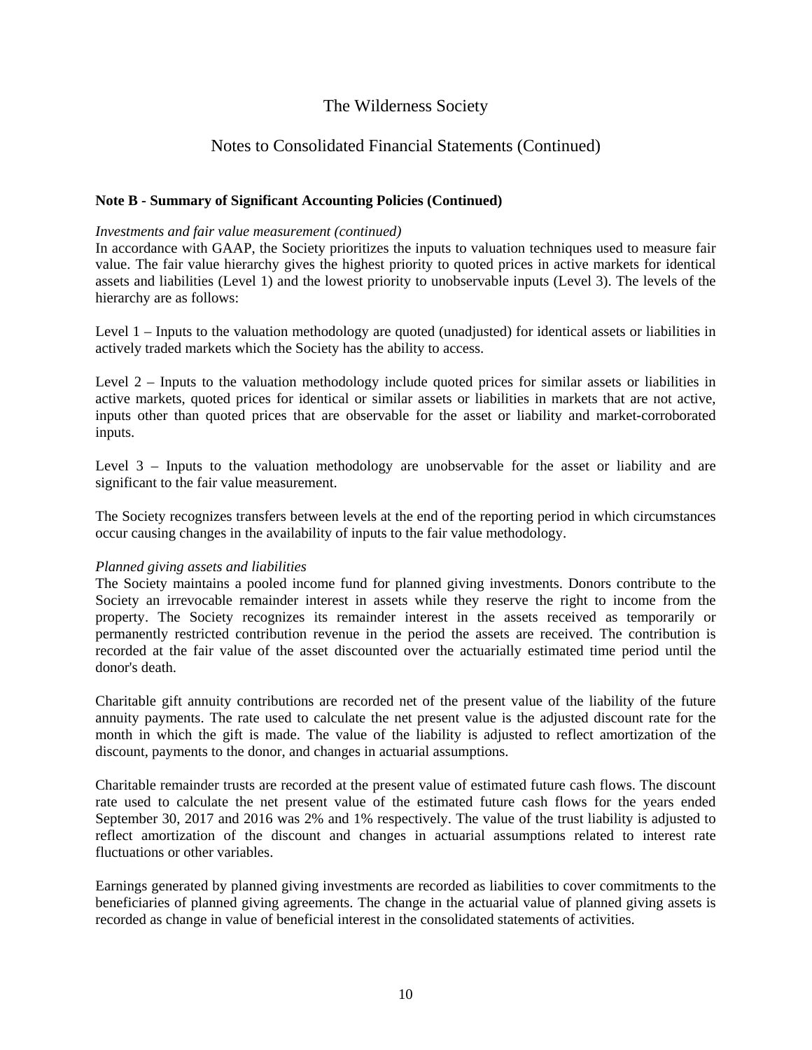## Note B - Summary of Significant Accounting Policies (Continued)

*Investments and fair value measurement (continued)*

In accordance with GAAP, the Society prioritizes the inputs to valuation techniques used to measure fair value. The fair value hierarchy gives the highest priority to quoted prices in active markets for identical assets and liabilities (Level 1) and the lowest priority to unobservable inputs (Level 3). The levels of the hierarchy are as follows:

Level 1 – Inputs to the valuation methodology are quoted (unadjusted) for identical assets or liabilities in actively traded markets which the Society has the ability to access.

Level 2 – Inputs to the valuation methodology include quoted prices for similar assets or liabilities in active markets, quoted prices for identical or similar assets or liabilities in markets that are not active, inputs other than quoted prices that are observable for the asset or liability and market-corroborated inputs.

Level 3 – Inputs to the valuation methodology are unobservable for the asset or liability and are significant to the fair value measurement.

The Society recognizes transfers between levels at the end of the reporting period in which circumstances occur causing changes in the availability of inputs to the fair value methodology.

*Planned giving assets and liabilities*

The Society maintains a pooled income fund for planned giving investments. Donors contribute to the Society an irrevocable remainder interest in assets while they reserve the right to income from the property. The Society recognizes its remainder interest in the assets received as temporarily or permanently restricted contribution revenue in the period the assets are received. The contribution is recorded at the fair value of the asset discounted over the actuarially estimated time period until the donor's death.

Charitable gift annuity contributions are recorded net of the present value of the liability of the future annuity payments. The rate used to calculate the net present value is the adjusted discount rate for the month in which the gift is made. The value of the liability is adjusted to reflect amortization of the discount, payments to the donor, and changes in actuarial assumptions.

Charitable remainder trusts are recorded at the present value of estimated future cash flows. The discount rate used to calculate the net present value of the estimated future cash flows for the years ended September 30, 2017 and 2016 was 2% and 1% respectively. The value of the trust liability is adjusted to reflect amortization of the discount and changes in actuarial assumptions related to interest rate fluctuations or other variables.

Earnings generated by planned giving investments are recorded as liabilities to cover commitments to the beneficiaries of planned giving agreements. The change in the actuarial value of planned giving assets is recorded as change in value of beneficial interest in the consolidated statements of activities.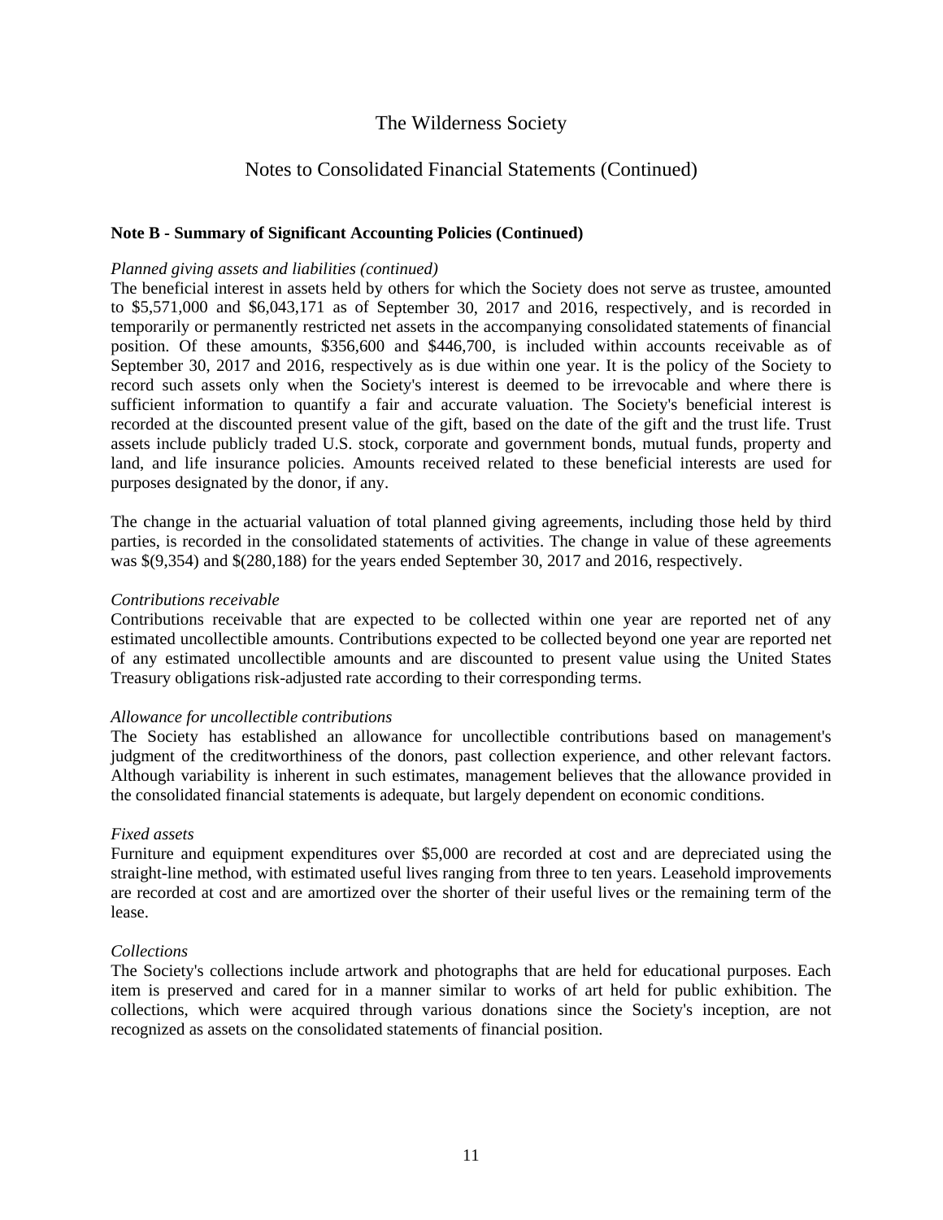# The Wilderness Society

## Notes to Consolidated Financial Statements (Continued)

**Note B - Summary of Significant Accounting Policies (Continued)**

*Planned giving assets and liabilities (continued)*

The beneficial interest in assets held by others for which the Society does not serve as trustee, amounted to $5,571,000 and $6,043,171 as of September 30, 2017 and 2016, respectively, and is recorded in temporarily or permanently restricted net assets in the accompanying consolidated statements of financial position. Of these amounts, $356,600 and $446,700, is included within accounts receivable as of September 30, 2017 and 2016, respectively as is due within one year. It is the policy of the Society to record such assets only when the Society's interest is deemed to be irrevocable and where there is sufficient information to quantify a fair and accurate valuation. The Society's beneficial interest is recorded at the discounted present value of the gift, based on the date of the gift and the trust life. Trust assets include publicly traded U.S. stock, corporate and government bonds, mutual funds, property and land, and life insurance policies. Amounts received related to these beneficial interests are used for purposes designated by the donor, if any.

The change in the actuarial valuation of total planned giving agreements, including those held by third parties, is recorded in the consolidated statements of activities. The change in value of these agreements was $(9,354) and $(280,188) for the years ended September 30, 2017 and 2016, respectively.

*Contributions receivable*

Contributions receivable that are expected to be collected within one year are reported net of any estimated uncollectible amounts. Contributions expected to be collected beyond one year are reported net of any estimated uncollectible amounts and are discounted to present value using the United States Treasury obligations risk-adjusted rate according to their corresponding terms.

*Allowance for uncollectible contributions*

The Society has established an allowance for uncollectible contributions based on management's judgment of the creditworthiness of the donors, past collection experience, and other relevant factors. Although variability is inherent in such estimates, management believes that the allowance provided in the consolidated financial statements is adequate, but largely dependent on economic conditions.

*Fixed assets*

Furniture and equipment expenditures over $5,000 are recorded at cost and are depreciated using the straight-line method, with estimated useful lives ranging from three to ten years. Leasehold improvements are recorded at cost and are amortized over the shorter of their useful lives or the remaining term of the lease.

*Collections*

The Society's collections include artwork and photographs that are held for educational purposes. Each item is preserved and cared for in a manner similar to works of art held for public exhibition. The collections, which were acquired through various donations since the Society's inception, are not recognized as assets on the consolidated statements of financial position.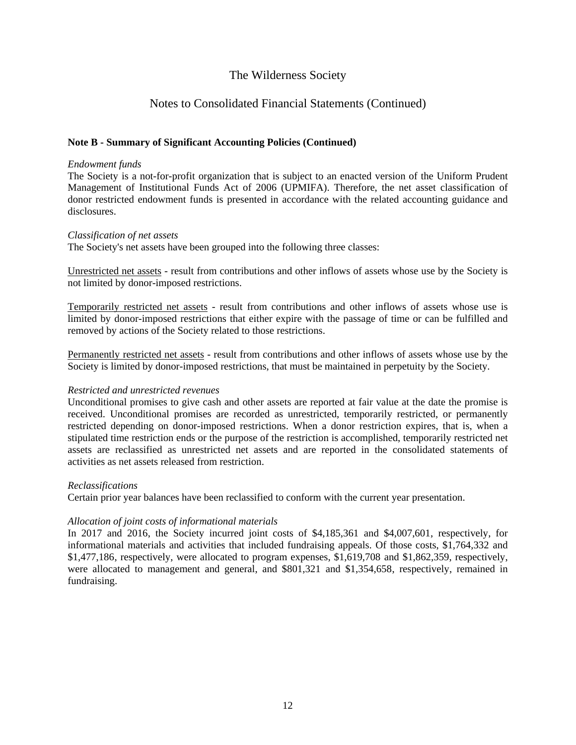# The Wilderness Society

## Notes to Consolidated Financial Statements (Continued)

**Note B - Summary of Significant Accounting Policies (Continued)**

*Endowment funds*

The Society is a not-for-profit organization that is subject to an enacted version of the Uniform Prudent Management of Institutional Funds Act of 2006 (UPMIFA). Therefore, the net asset classification of donor restricted endowment funds is presented in accordance with the related accounting guidance and disclosures.

*Classification of net assets*

The Society's net assets have been grouped into the following three classes:

<u>Unrestricted net assets</u> - result from contributions and other inflows of assets whose use by the Society is not limited by donor-imposed restrictions.

<u>Temporarily restricted net assets</u> - result from contributions and other inflows of assets whose use is limited by donor-imposed restrictions that either expire with the passage of time or can be fulfilled and removed by actions of the Society related to those restrictions.

<u>Permanently restricted net assets</u> - result from contributions and other inflows of assets whose use by the Society is limited by donor-imposed restrictions, that must be maintained in perpetuity by the Society.

*Restricted and unrestricted revenues*

Unconditional promises to give cash and other assets are reported at fair value at the date the promise is received. Unconditional promises are recorded as unrestricted, temporarily restricted, or permanently restricted depending on donor-imposed restrictions. When a donor restriction expires, that is, when a stipulated time restriction ends or the purpose of the restriction is accomplished, temporarily restricted net assets are reclassified as unrestricted net assets and are reported in the consolidated statements of activities as net assets released from restriction.

*Reclassifications*

Certain prior year balances have been reclassified to conform with the current year presentation.

*Allocation of joint costs of informational materials*

In 2017 and 2016, the Society incurred joint costs of $4,185,361 and $4,007,601, respectively, for informational materials and activities that included fundraising appeals. Of those costs, $1,764,332 and $1,477,186, respectively, were allocated to program expenses, $1,619,708 and $1,862,359, respectively, were allocated to management and general, and $801,321 and $1,354,658, respectively, remained in fundraising.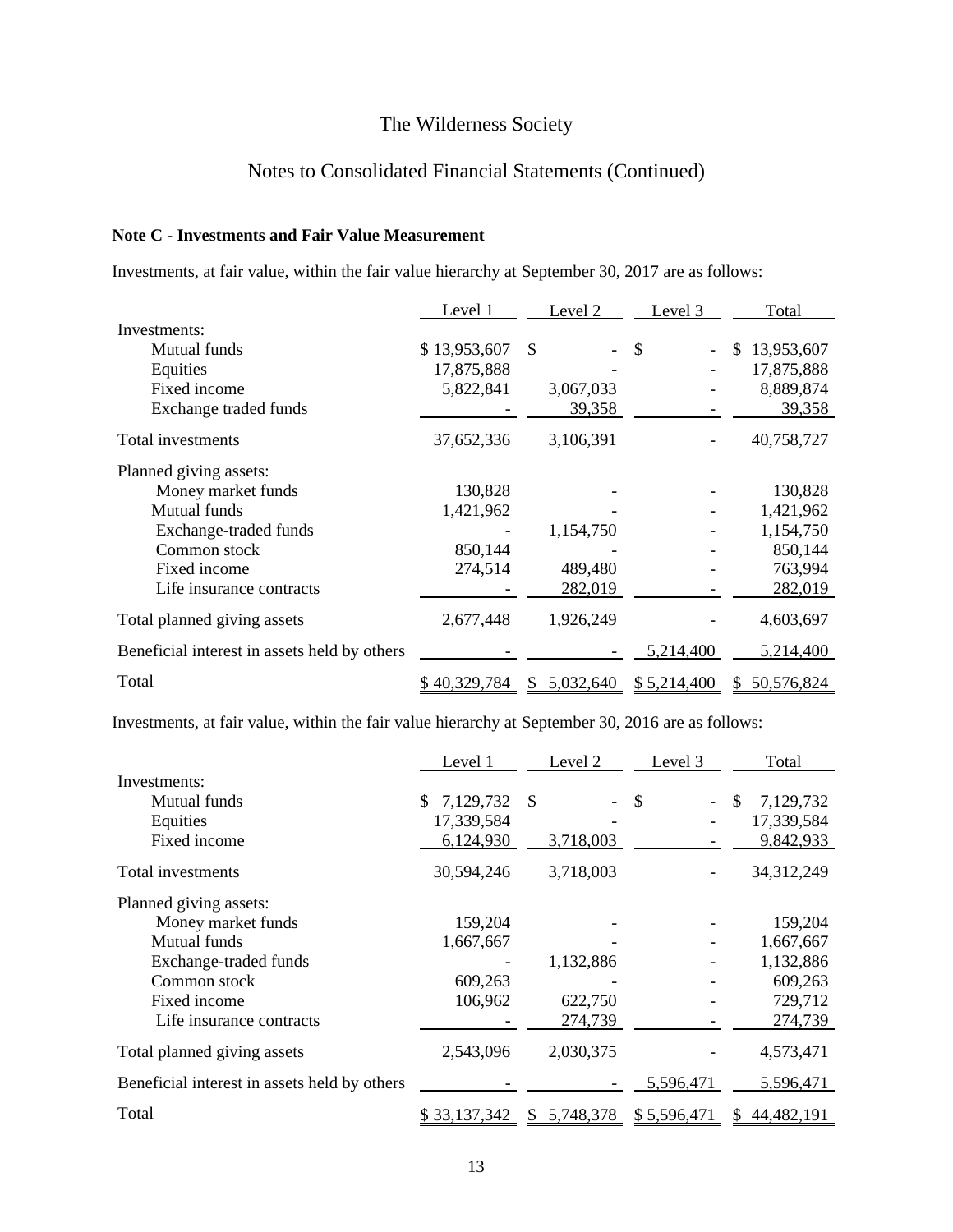The Wilderness Society

Notes to Consolidated Financial Statements (Continued)

**Note C - Investments and Fair Value Measurement**

Investments, at fair value, within the fair value hierarchy at September 30, 2017 are as follows:

| | Level 1 | Level 2 | Level 3 | Total |
|---|---|---|---|---|
| Investments: | | | | |
| Mutual funds | $ 13,953,607 | $ - | $ - | $ 13,953,607 |
| Equities | 17,875,888 | - | - | 17,875,888 |
| Fixed income | 5,822,841 | 3,067,033 | - | 8,889,874 |
| Exchange traded funds | - | 39,358 | - | 39,358 |
| Total investments | 37,652,336 | 3,106,391 | - | 40,758,727 |
| Planned giving assets: | | | | |
| Money market funds | 130,828 | - | - | 130,828 |
| Mutual funds | 1,421,962 | - | - | 1,421,962 |
| Exchange-traded funds | - | 1,154,750 | - | 1,154,750 |
| Common stock | 850,144 | - | - | 850,144 |
| Fixed income | 274,514 | 489,480 | - | 763,994 |
| Life insurance contracts | - | 282,019 | - | 282,019 |
| Total planned giving assets | 2,677,448 | 1,926,249 | - | 4,603,697 |
| Beneficial interest in assets held by others | - | - | 5,214,400 | 5,214,400 |
| Total | $ 40,329,784 | $ 5,032,640 | $ 5,214,400 | $ 50,576,824 |

Investments, at fair value, within the fair value hierarchy at September 30, 2016 are as follows:

| | Level 1 | Level 2 | Level 3 | Total |
|---|---|---|---|---|
| Investments: | | | | |
| Mutual funds | $ 7,129,732 | $ - | $ - | $ 7,129,732 |
| Equities | 17,339,584 | - | - | 17,339,584 |
| Fixed income | 6,124,930 | 3,718,003 | - | 9,842,933 |
| Total investments | 30,594,246 | 3,718,003 | - | 34,312,249 |
| Planned giving assets: | | | | |
| Money market funds | 159,204 | - | - | 159,204 |
| Mutual funds | 1,667,667 | - | - | 1,667,667 |
| Exchange-traded funds | - | 1,132,886 | - | 1,132,886 |
| Common stock | 609,263 | - | - | 609,263 |
| Fixed income | 106,962 | 622,750 | - | 729,712 |
| Life insurance contracts | - | 274,739 | - | 274,739 |
| Total planned giving assets | 2,543,096 | 2,030,375 | - | 4,573,471 |
| Beneficial interest in assets held by others | - | - | 5,596,471 | 5,596,471 |
| Total | $ 33,137,342 | $ 5,748,378 | $ 5,596,471 | $ 44,482,191 |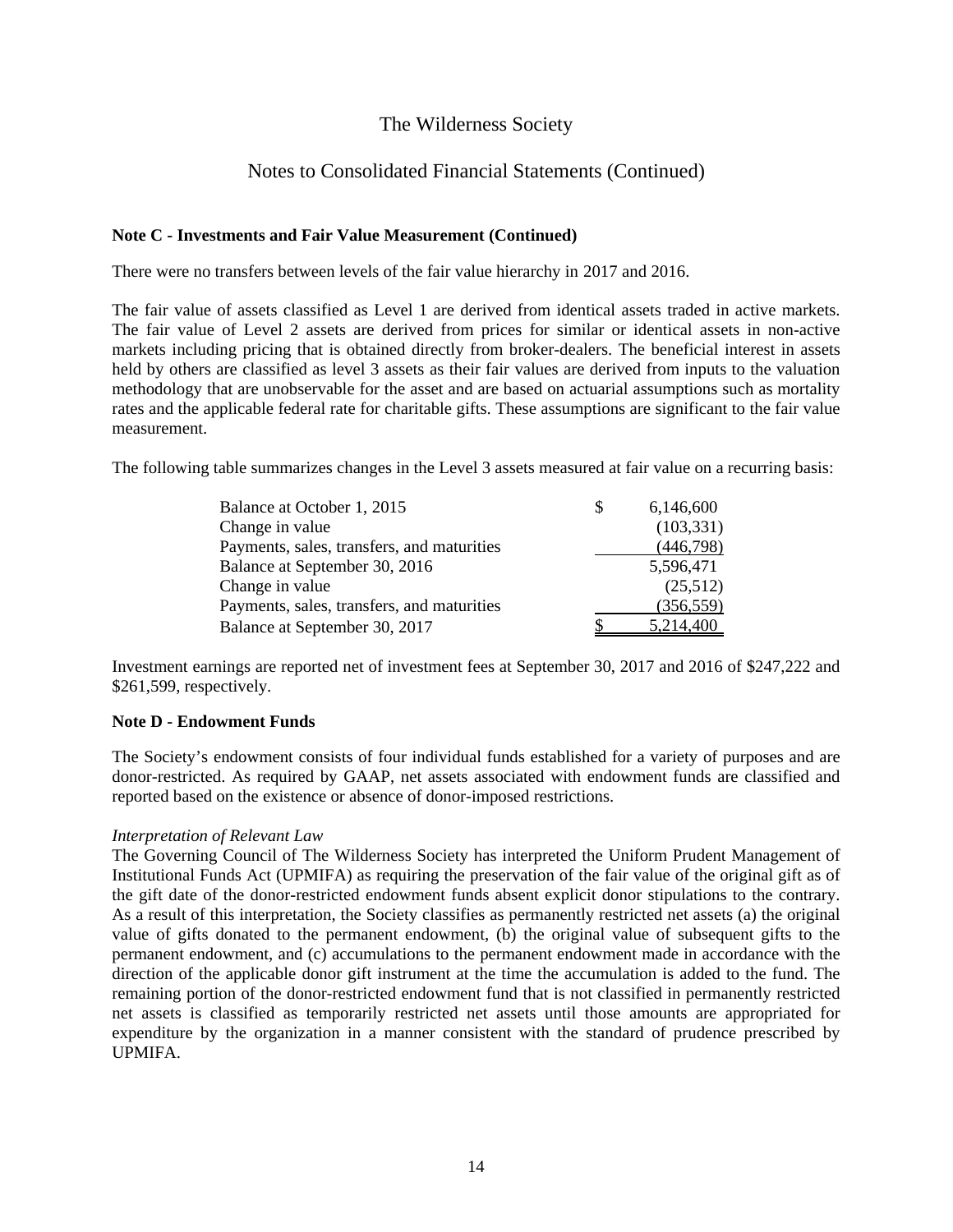**Note C - Investments and Fair Value Measurement (Continued)**

There were no transfers between levels of the fair value hierarchy in 2017 and 2016.

The fair value of assets classified as Level 1 are derived from identical assets traded in active markets. The fair value of Level 2 assets are derived from prices for similar or identical assets in non-active markets including pricing that is obtained directly from broker-dealers. The beneficial interest in assets held by others are classified as level 3 assets as their fair values are derived from inputs to the valuation methodology that are unobservable for the asset and are based on actuarial assumptions such as mortality rates and the applicable federal rate for charitable gifts. These assumptions are significant to the fair value measurement.

The following table summarizes changes in the Level 3 assets measured at fair value on a recurring basis:

| | |
|---|---|
| Balance at October 1, 2015 | $ 6,146,600 |
| Change in value | (103,331) |
| Payments, sales, transfers, and maturities | (446,798) |
| Balance at September 30, 2016 | 5,596,471 |
| Change in value | (25,512) |
| Payments, sales, transfers, and maturities | (356,559) |
| Balance at September 30, 2017 | $ 5,214,400 |

Investment earnings are reported net of investment fees at September 30, 2017 and 2016 of $247,222 and $261,599, respectively.

**Note D - Endowment Funds**

The Society's endowment consists of four individual funds established for a variety of purposes and are donor-restricted. As required by GAAP, net assets associated with endowment funds are classified and reported based on the existence or absence of donor-imposed restrictions.

*Interpretation of Relevant Law*

The Governing Council of The Wilderness Society has interpreted the Uniform Prudent Management of Institutional Funds Act (UPMIFA) as requiring the preservation of the fair value of the original gift as of the gift date of the donor-restricted endowment funds absent explicit donor stipulations to the contrary. As a result of this interpretation, the Society classifies as permanently restricted net assets (a) the original value of gifts donated to the permanent endowment, (b) the original value of subsequent gifts to the permanent endowment, and (c) accumulations to the permanent endowment made in accordance with the direction of the applicable donor gift instrument at the time the accumulation is added to the fund. The remaining portion of the donor-restricted endowment fund that is not classified in permanently restricted net assets is classified as temporarily restricted net assets until those amounts are appropriated for expenditure by the organization in a manner consistent with the standard of prudence prescribed by UPMIFA.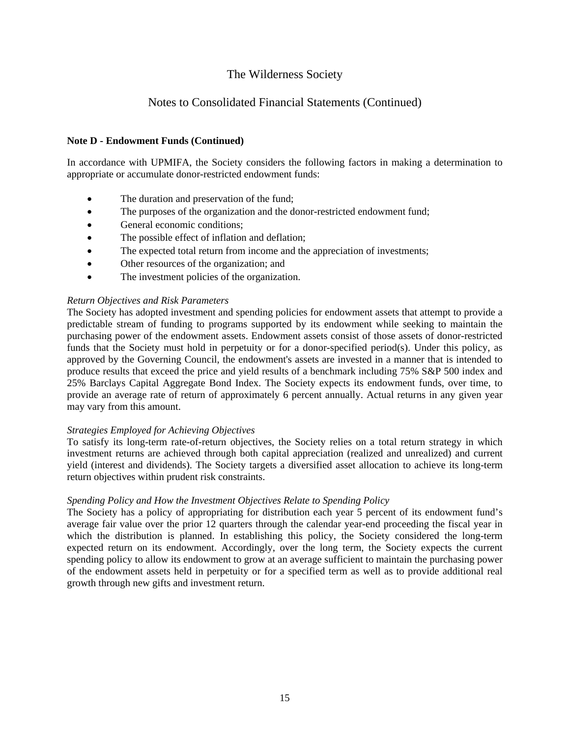# The Wilderness Society

## Notes to Consolidated Financial Statements (Continued)

**Note D - Endowment Funds (Continued)**

In accordance with UPMIFA, the Society considers the following factors in making a determination to appropriate or accumulate donor-restricted endowment funds:

- The duration and preservation of the fund;
- The purposes of the organization and the donor-restricted endowment fund;
- General economic conditions;
- The possible effect of inflation and deflation;
- The expected total return from income and the appreciation of investments;
- Other resources of the organization; and
- The investment policies of the organization.

*Return Objectives and Risk Parameters*
The Society has adopted investment and spending policies for endowment assets that attempt to provide a predictable stream of funding to programs supported by its endowment while seeking to maintain the purchasing power of the endowment assets. Endowment assets consist of those assets of donor-restricted funds that the Society must hold in perpetuity or for a donor-specified period(s). Under this policy, as approved by the Governing Council, the endowment's assets are invested in a manner that is intended to produce results that exceed the price and yield results of a benchmark including 75% S&P 500 index and 25% Barclays Capital Aggregate Bond Index. The Society expects its endowment funds, over time, to provide an average rate of return of approximately 6 percent annually. Actual returns in any given year may vary from this amount.

*Strategies Employed for Achieving Objectives*
To satisfy its long-term rate-of-return objectives, the Society relies on a total return strategy in which investment returns are achieved through both capital appreciation (realized and unrealized) and current yield (interest and dividends). The Society targets a diversified asset allocation to achieve its long-term return objectives within prudent risk constraints.

*Spending Policy and How the Investment Objectives Relate to Spending Policy*
The Society has a policy of appropriating for distribution each year 5 percent of its endowment fund's average fair value over the prior 12 quarters through the calendar year-end proceeding the fiscal year in which the distribution is planned. In establishing this policy, the Society considered the long-term expected return on its endowment. Accordingly, over the long term, the Society expects the current spending policy to allow its endowment to grow at an average sufficient to maintain the purchasing power of the endowment assets held in perpetuity or for a specified term as well as to provide additional real growth through new gifts and investment return.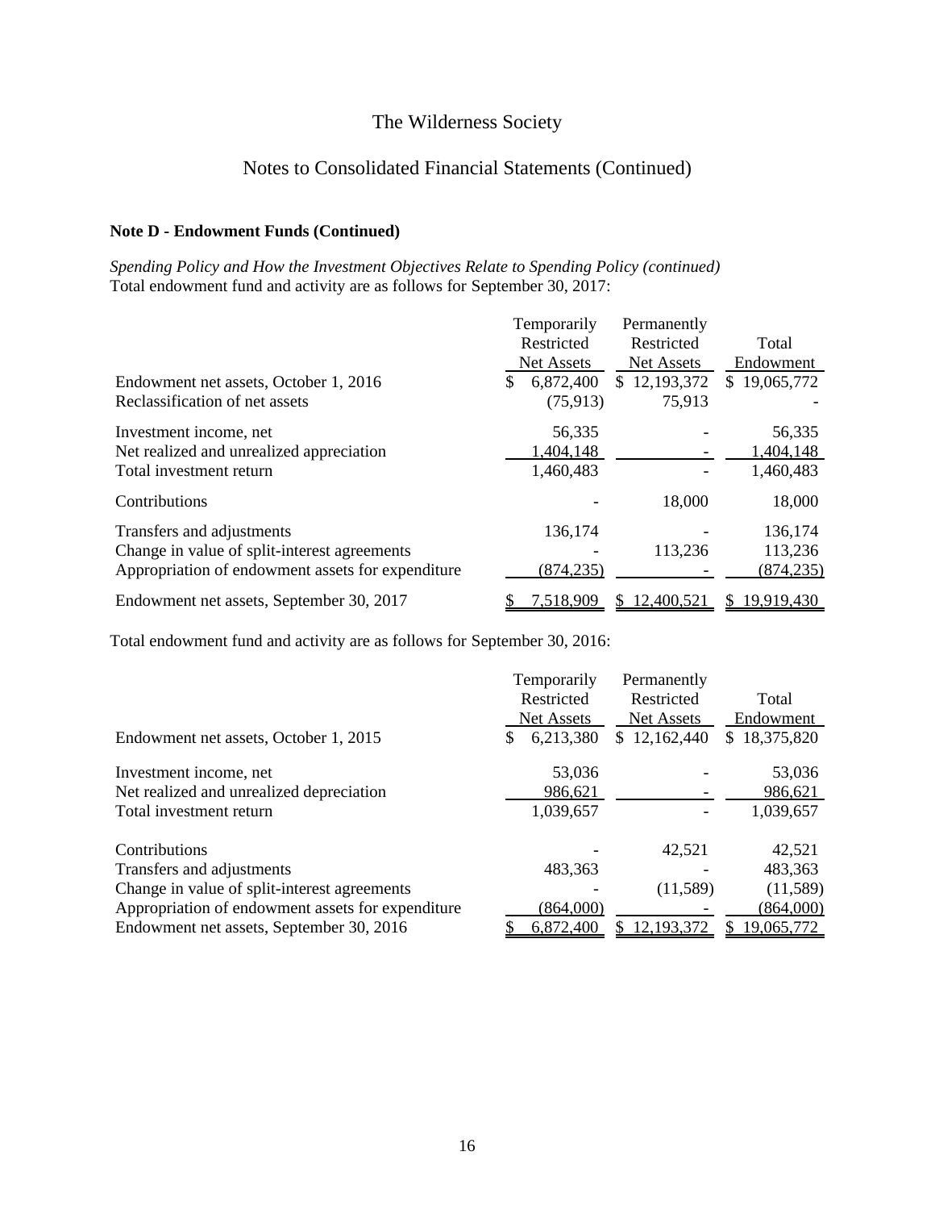# The Wilderness Society

## Notes to Consolidated Financial Statements (Continued)

### Note D - Endowment Funds (Continued)

*Spending Policy and How the Investment Objectives Relate to Spending Policy (continued)*
Total endowment fund and activity are as follows for September 30, 2017:

| | Temporarily Restricted Net Assets | Permanently Restricted Net Assets | Total Endowment |
|---|---|---|---|
| Endowment net assets, October 1, 2016 | $ 6,872,400 | $ 12,193,372 | $ 19,065,772 |
| Reclassification of net assets | (75,913) | 75,913 | - |
| Investment income, net | 56,335 | - | 56,335 |
| Net realized and unrealized appreciation | 1,404,148 | - | 1,404,148 |
| Total investment return | 1,460,483 | - | 1,460,483 |
| Contributions | - | 18,000 | 18,000 |
| Transfers and adjustments | 136,174 | - | 136,174 |
| Change in value of split-interest agreements | - | 113,236 | 113,236 |
| Appropriation of endowment assets for expenditure | (874,235) | - | (874,235) |
| Endowment net assets, September 30, 2017 | $ 7,518,909 | $ 12,400,521 | $ 19,919,430 |

Total endowment fund and activity are as follows for September 30, 2016:

| | Temporarily Restricted Net Assets | Permanently Restricted Net Assets | Total Endowment |
|---|---|---|---|
| Endowment net assets, October 1, 2015 | $ 6,213,380 | $ 12,162,440 | $ 18,375,820 |
| Investment income, net | 53,036 | - | 53,036 |
| Net realized and unrealized depreciation | 986,621 | - | 986,621 |
| Total investment return | 1,039,657 | - | 1,039,657 |
| Contributions | - | 42,521 | 42,521 |
| Transfers and adjustments | 483,363 | - | 483,363 |
| Change in value of split-interest agreements | - | (11,589) | (11,589) |
| Appropriation of endowment assets for expenditure | (864,000) | - | (864,000) |
| Endowment net assets, September 30, 2016 | $ 6,872,400 | $ 12,193,372 | $ 19,065,772 |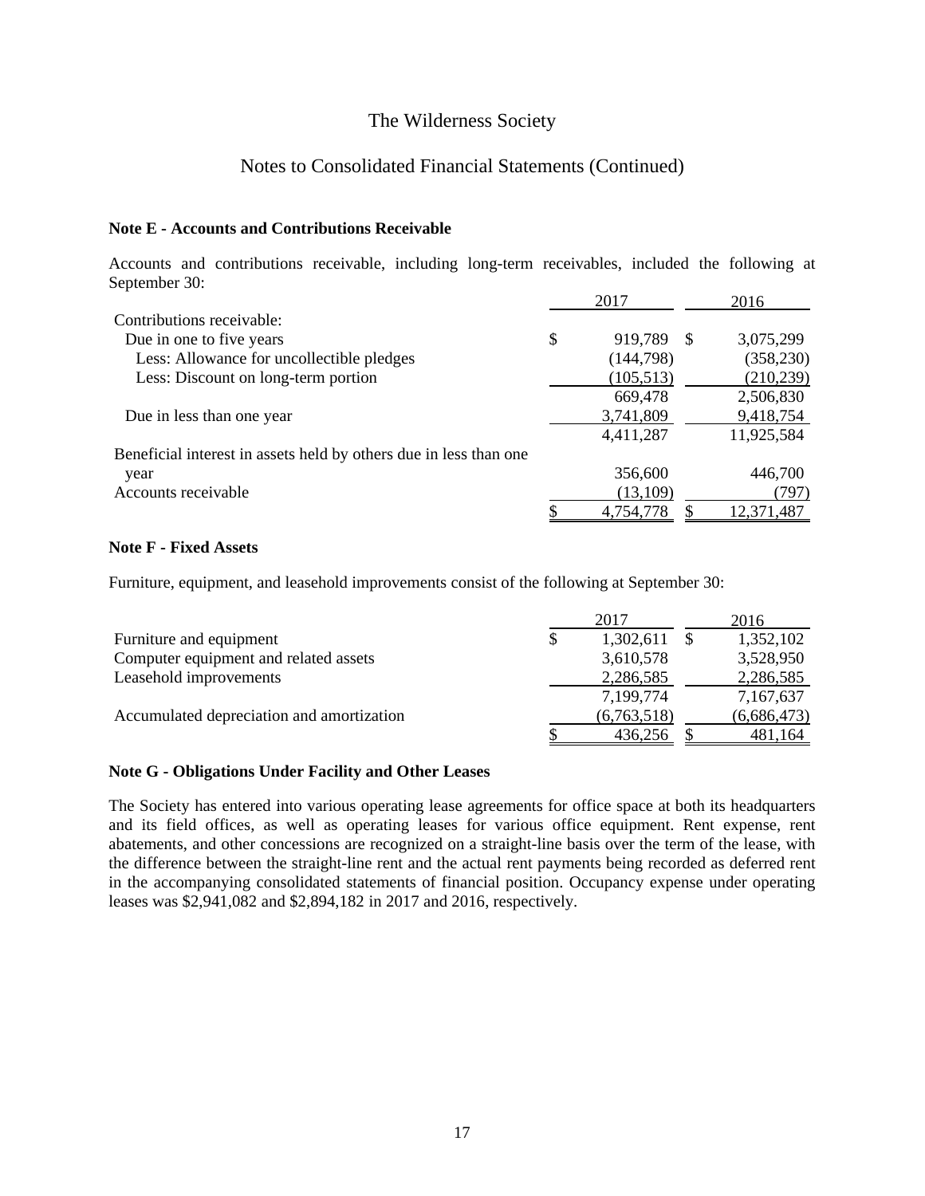# The Wilderness Society

## Notes to Consolidated Financial Statements (Continued)

**Note E - Accounts and Contributions Receivable**

Accounts and contributions receivable, including long-term receivables, included the following at September 30:

| | 2017 | 2016 |
|---|---|---|
| Contributions receivable: | | |
| Due in one to five years | $ 919,789 | $ 3,075,299 |
| Less: Allowance for uncollectible pledges | (144,798) | (358,230) |
| Less: Discount on long-term portion | (105,513) | (210,239) |
| | 669,478 | 2,506,830 |
| Due in less than one year | 3,741,809 | 9,418,754 |
| | 4,411,287 | 11,925,584 |
| Beneficial interest in assets held by others due in less than one year | 356,600 | 446,700 |
| Accounts receivable | (13,109) | (797) |
| | $ 4,754,778 | $ 12,371,487 |

**Note F - Fixed Assets**

Furniture, equipment, and leasehold improvements consist of the following at September 30:

| | 2017 | 2016 |
|---|---|---|
| Furniture and equipment | $ 1,302,611 | $ 1,352,102 |
| Computer equipment and related assets | 3,610,578 | 3,528,950 |
| Leasehold improvements | 2,286,585 | 2,286,585 |
| | 7,199,774 | 7,167,637 |
| Accumulated depreciation and amortization | (6,763,518) | (6,686,473) |
| | $ 436,256 | $ 481,164 |

**Note G - Obligations Under Facility and Other Leases**

The Society has entered into various operating lease agreements for office space at both its headquarters and its field offices, as well as operating leases for various office equipment. Rent expense, rent abatements, and other concessions are recognized on a straight-line basis over the term of the lease, with the difference between the straight-line rent and the actual rent payments being recorded as deferred rent in the accompanying consolidated statements of financial position. Occupancy expense under operating leases was $2,941,082 and $2,894,182 in 2017 and 2016, respectively.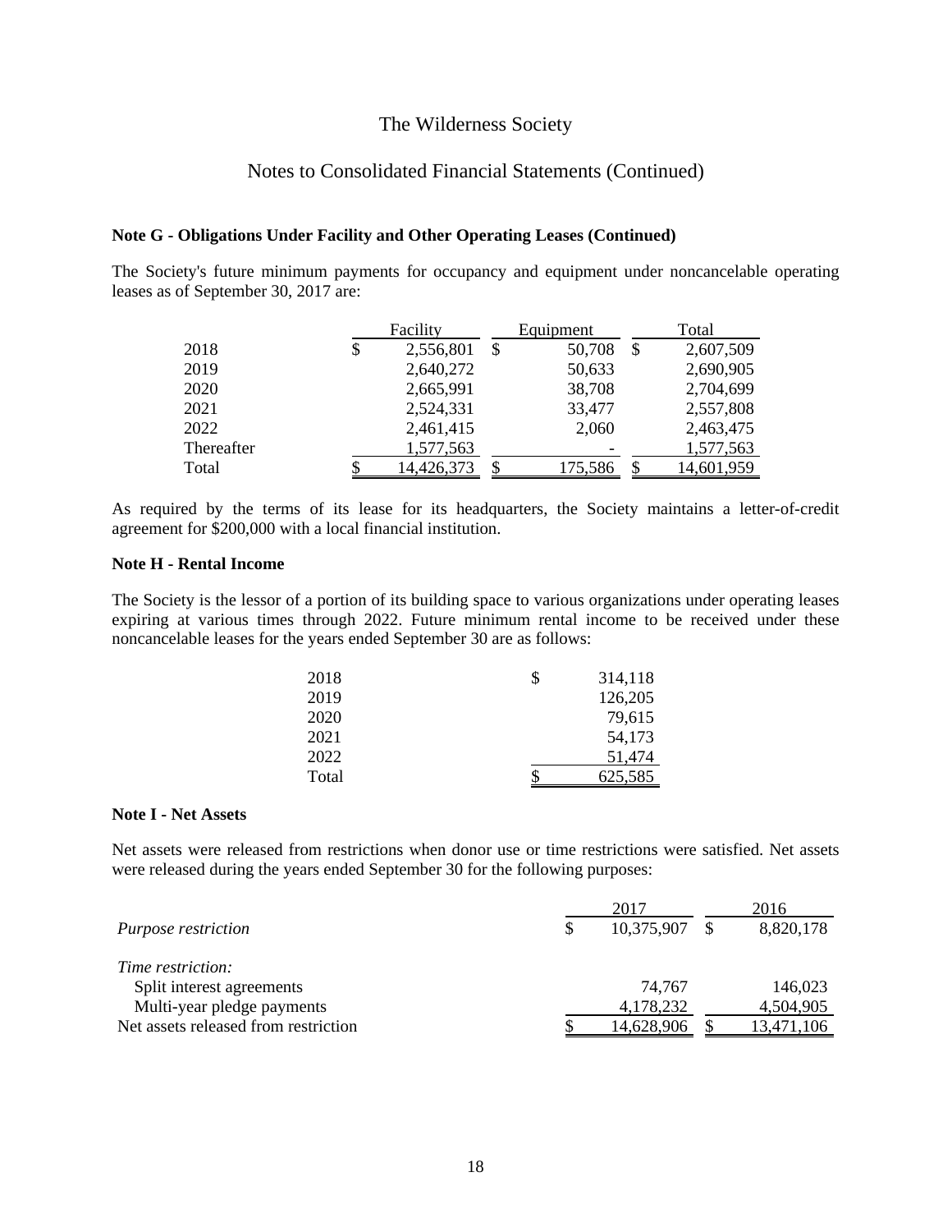# The Wilderness Society

## Notes to Consolidated Financial Statements (Continued)

**Note G - Obligations Under Facility and Other Operating Leases (Continued)**

The Society's future minimum payments for occupancy and equipment under noncancelable operating leases as of September 30, 2017 are:

| | Facility | Equipment | Total |
|---|---|---|---|
| 2018 | $ 2,556,801 | $ 50,708 | $ 2,607,509 |
| 2019 | 2,640,272 | 50,633 | 2,690,905 |
| 2020 | 2,665,991 | 38,708 | 2,704,699 |
| 2021 | 2,524,331 | 33,477 | 2,557,808 |
| 2022 | 2,461,415 | 2,060 | 2,463,475 |
| Thereafter | 1,577,563 | - | 1,577,563 |
| Total | $ 14,426,373 | $ 175,586 | $ 14,601,959 |

As required by the terms of its lease for its headquarters, the Society maintains a letter-of-credit agreement for $200,000 with a local financial institution.

**Note H - Rental Income**

The Society is the lessor of a portion of its building space to various organizations under operating leases expiring at various times through 2022. Future minimum rental income to be received under these noncancelable leases for the years ended September 30 are as follows:

| | |
|---|---|
| 2018 | $ 314,118 |
| 2019 | 126,205 |
| 2020 | 79,615 |
| 2021 | 54,173 |
| 2022 | 51,474 |
| Total | $ 625,585 |

**Note I - Net Assets**

Net assets were released from restrictions when donor use or time restrictions were satisfied. Net assets were released during the years ended September 30 for the following purposes:

| | 2017 | 2016 |
|---|---|---|
| *Purpose restriction* | $ 10,375,907 | $ 8,820,178 |
| *Time restriction:* | | |
| Split interest agreements | 74,767 | 146,023 |
| Multi-year pledge payments | 4,178,232 | 4,504,905 |
| Net assets released from restriction | $ 14,628,906 | $ 13,471,106 |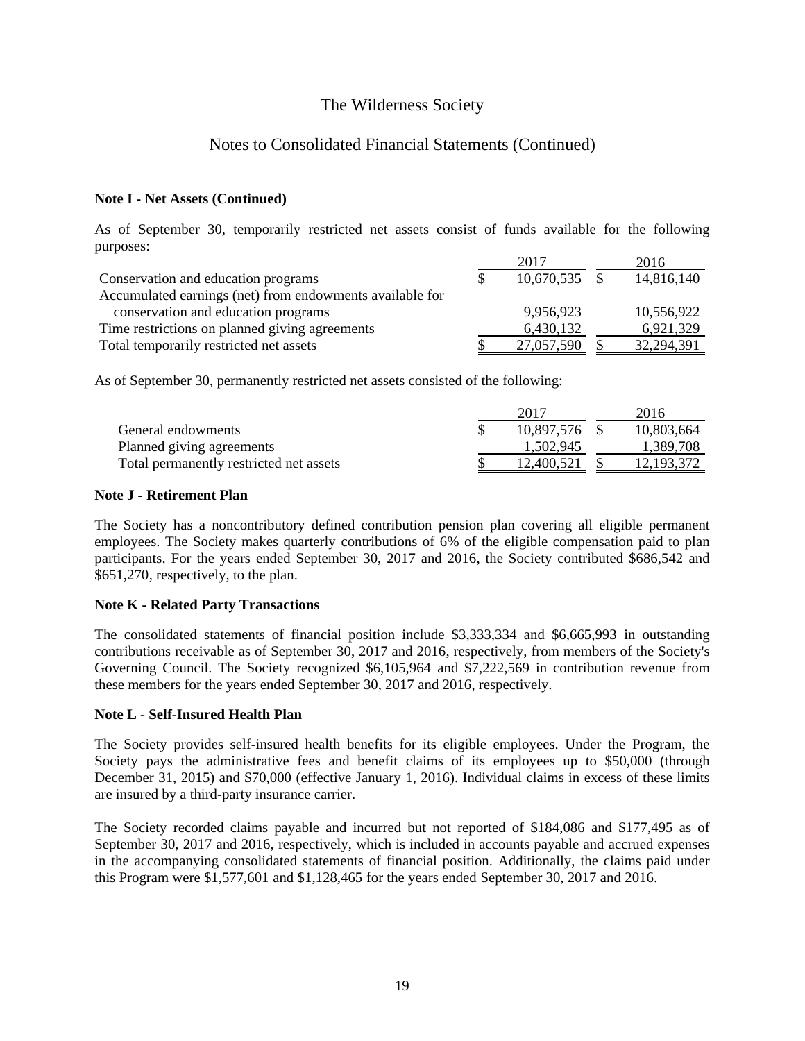# The Wilderness Society

## Notes to Consolidated Financial Statements (Continued)

**Note I - Net Assets (Continued)**

As of September 30, temporarily restricted net assets consist of funds available for the following purposes:

| | 2017 | 2016 |
|---|---|---|
| Conservation and education programs | $ 10,670,535 | $ 14,816,140 |
| Accumulated earnings (net) from endowments available for conservation and education programs | 9,956,923 | 10,556,922 |
| Time restrictions on planned giving agreements | 6,430,132 | 6,921,329 |
| Total temporarily restricted net assets | $ 27,057,590 | $ 32,294,391 |

As of September 30, permanently restricted net assets consisted of the following:

| | 2017 | 2016 |
|---|---|---|
| General endowments | $ 10,897,576 | $ 10,803,664 |
| Planned giving agreements | 1,502,945 | 1,389,708 |
| Total permanently restricted net assets | $ 12,400,521 | $ 12,193,372 |

**Note J - Retirement Plan**

The Society has a noncontributory defined contribution pension plan covering all eligible permanent employees. The Society makes quarterly contributions of 6% of the eligible compensation paid to plan participants. For the years ended September 30, 2017 and 2016, the Society contributed $686,542 and $651,270, respectively, to the plan.

**Note K - Related Party Transactions**

The consolidated statements of financial position include $3,333,334 and $6,665,993 in outstanding contributions receivable as of September 30, 2017 and 2016, respectively, from members of the Society's Governing Council. The Society recognized $6,105,964 and $7,222,569 in contribution revenue from these members for the years ended September 30, 2017 and 2016, respectively.

**Note L - Self-Insured Health Plan**

The Society provides self-insured health benefits for its eligible employees. Under the Program, the Society pays the administrative fees and benefit claims of its employees up to $50,000 (through December 31, 2015) and $70,000 (effective January 1, 2016). Individual claims in excess of these limits are insured by a third-party insurance carrier.

The Society recorded claims payable and incurred but not reported of $184,086 and $177,495 as of September 30, 2017 and 2016, respectively, which is included in accounts payable and accrued expenses in the accompanying consolidated statements of financial position. Additionally, the claims paid under this Program were $1,577,601 and $1,128,465 for the years ended September 30, 2017 and 2016.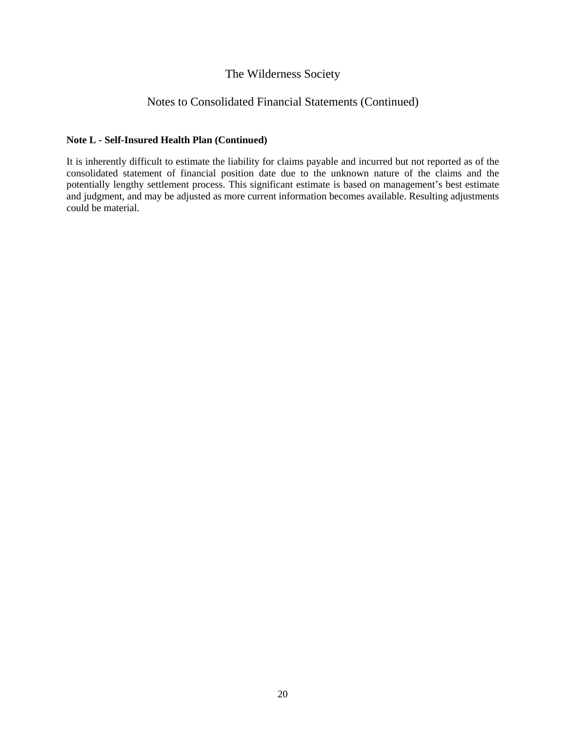**Note L - Self-Insured Health Plan (Continued)**

It is inherently difficult to estimate the liability for claims payable and incurred but not reported as of the consolidated statement of financial position date due to the unknown nature of the claims and the potentially lengthy settlement process. This significant estimate is based on management's best estimate and judgment, and may be adjusted as more current information becomes available. Resulting adjustments could be material.